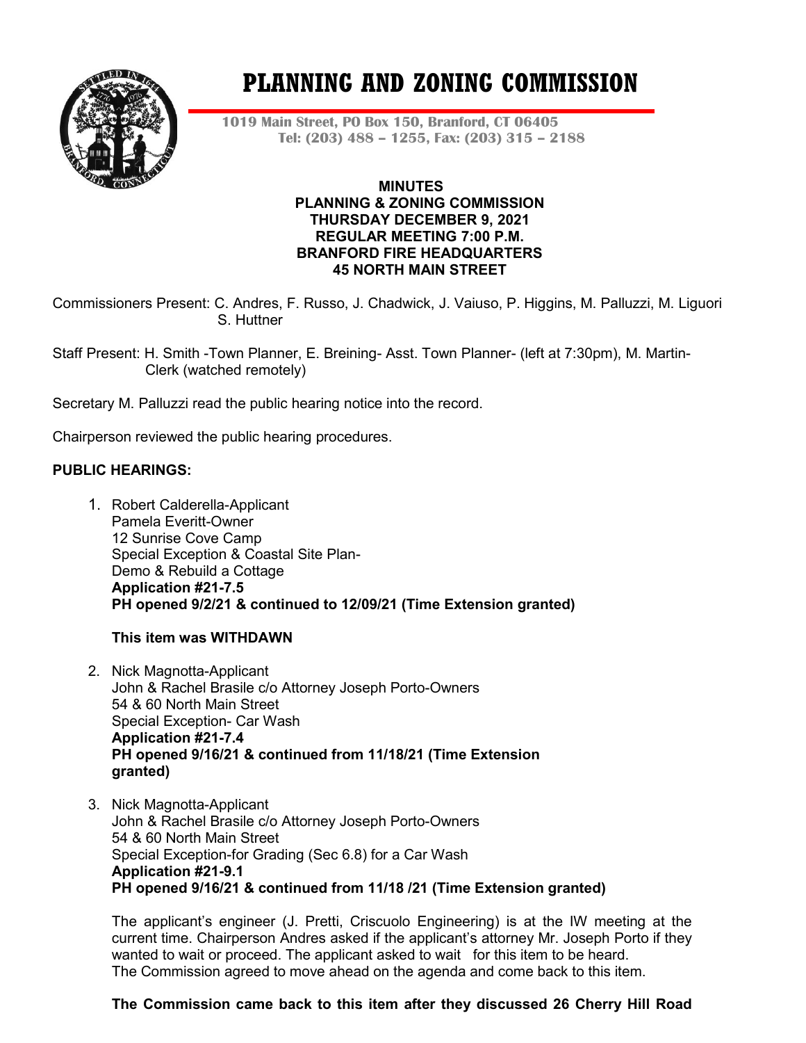# PLANNING AND ZONING COMMISSION

**1019 Main Street, PO Box 150, Branford, CT 06405**
**Tel: (203) 488 – 1255, Fax: (203) 315 – 2188**

**MINUTES**
**PLANNING & ZONING COMMISSION**
**THURSDAY DECEMBER 9, 2021**
**REGULAR MEETING 7:00 P.M.**
**BRANFORD FIRE HEADQUARTERS**
**45 NORTH MAIN STREET**

Commissioners Present: C. Andres, F. Russo, J. Chadwick, J. Vaiuso, P. Higgins, M. Palluzzi, M. Liguori S. Huttner

Staff Present: H. Smith -Town Planner, E. Breining- Asst. Town Planner- (left at 7:30pm), M. Martin-Clerk (watched remotely)

Secretary M. Palluzzi read the public hearing notice into the record.

Chairperson reviewed the public hearing procedures.

**PUBLIC HEARINGS:**

1. Robert Calderella-Applicant
   Pamela Everitt-Owner
   12 Sunrise Cove Camp
   Special Exception & Coastal Site Plan-
   Demo & Rebuild a Cottage
   **Application #21-7.5**
   **PH opened 9/2/21 & continued to 12/09/21 (Time Extension granted)**

   **This item was WITHDAWN**

2. Nick Magnotta-Applicant
   John & Rachel Brasile c/o Attorney Joseph Porto-Owners
   54 & 60 North Main Street
   Special Exception- Car Wash
   **Application #21-7.4**
   **PH opened 9/16/21 & continued from 11/18/21 (Time Extension granted)**

3. Nick Magnotta-Applicant
   John & Rachel Brasile c/o Attorney Joseph Porto-Owners
   54 & 60 North Main Street
   Special Exception-for Grading (Sec 6.8) for a Car Wash
   **Application #21-9.1**
   **PH opened 9/16/21 & continued from 11/18 /21 (Time Extension granted)**

   The applicant's engineer (J. Pretti, Criscuolo Engineering) is at the IW meeting at the current time. Chairperson Andres asked if the applicant's attorney Mr. Joseph Porto if they wanted to wait or proceed. The applicant asked to wait for this item to be heard. The Commission agreed to move ahead on the agenda and come back to this item.

   **The Commission came back to this item after they discussed 26 Cherry Hill Road**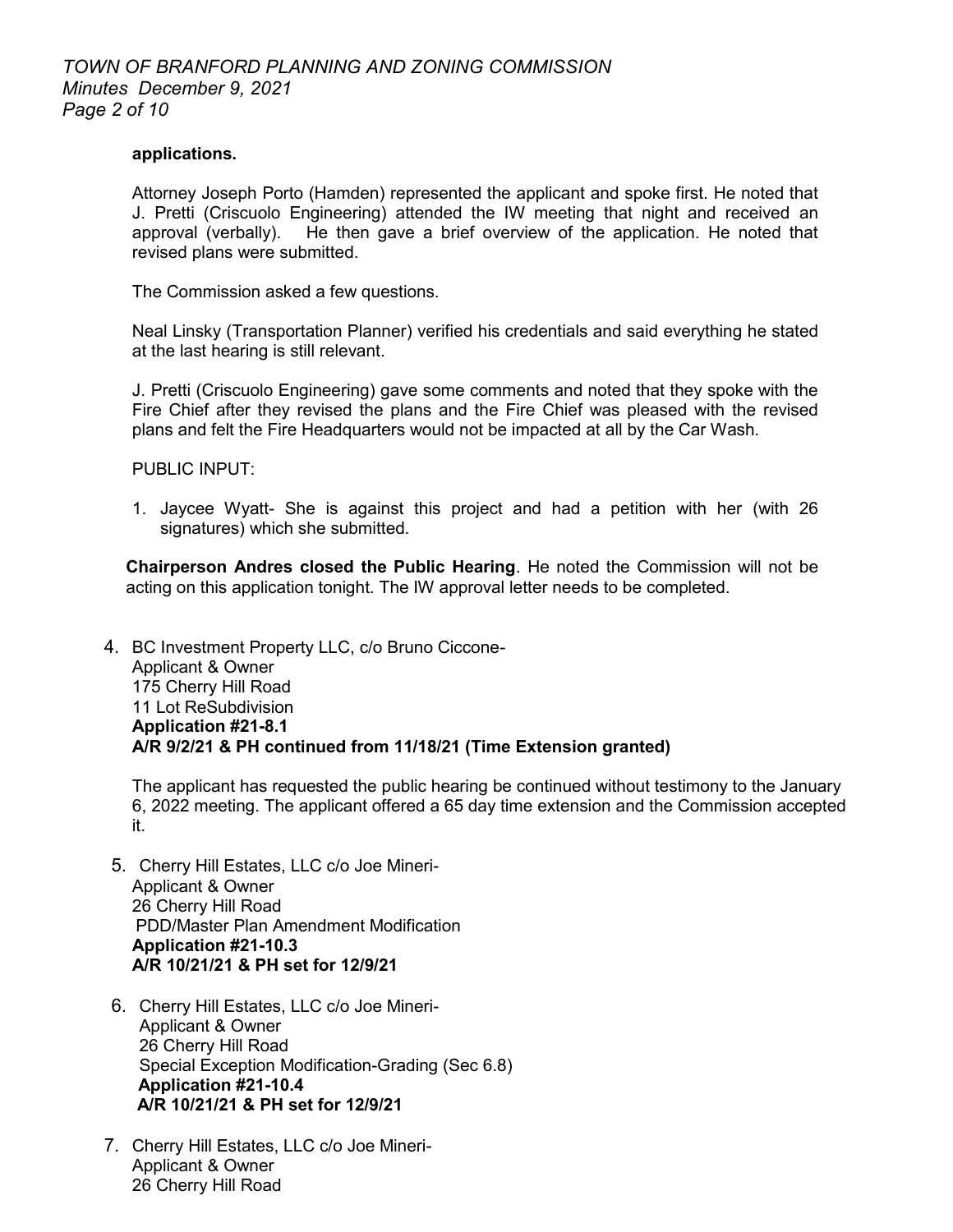**applications.**

Attorney Joseph Porto (Hamden) represented the applicant and spoke first. He noted that J. Pretti (Criscuolo Engineering) attended the IW meeting that night and received an approval (verbally). He then gave a brief overview of the application. He noted that revised plans were submitted.

The Commission asked a few questions.

Neal Linsky (Transportation Planner) verified his credentials and said everything he stated at the last hearing is still relevant.

J. Pretti (Criscuolo Engineering) gave some comments and noted that they spoke with the Fire Chief after they revised the plans and the Fire Chief was pleased with the revised plans and felt the Fire Headquarters would not be impacted at all by the Car Wash.

PUBLIC INPUT:

1. Jaycee Wyatt- She is against this project and had a petition with her (with 26 signatures) which she submitted.

**Chairperson Andres closed the Public Hearing**. He noted the Commission will not be acting on this application tonight. The IW approval letter needs to be completed.

4. BC Investment Property LLC, c/o Bruno Ciccone-
   Applicant & Owner
   175 Cherry Hill Road
   11 Lot ReSubdivision
   **Application #21-8.1**
   **A/R 9/2/21 & PH continued from 11/18/21 (Time Extension granted)**

   The applicant has requested the public hearing be continued without testimony to the January 6, 2022 meeting. The applicant offered a 65 day time extension and the Commission accepted it.

5. Cherry Hill Estates, LLC c/o Joe Mineri-
   Applicant & Owner
   26 Cherry Hill Road
   PDD/Master Plan Amendment Modification
   **Application #21-10.3**
   **A/R 10/21/21 & PH set for 12/9/21**

6. Cherry Hill Estates, LLC c/o Joe Mineri-
   Applicant & Owner
   26 Cherry Hill Road
   Special Exception Modification-Grading (Sec 6.8)
   **Application #21-10.4**
   **A/R 10/21/21 & PH set for 12/9/21**

7. Cherry Hill Estates, LLC c/o Joe Mineri-
   Applicant & Owner
   26 Cherry Hill Road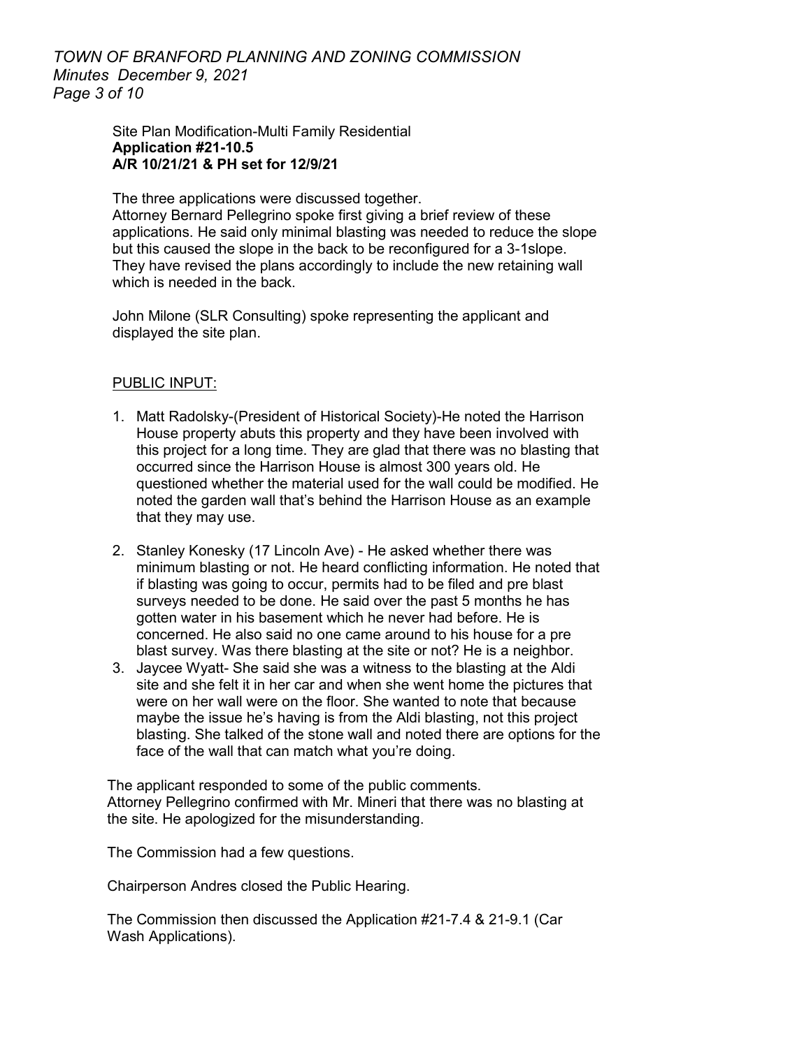Site Plan Modification-Multi Family Residential
**Application #21-10.5**
**A/R 10/21/21 & PH set for 12/9/21**

The three applications were discussed together.
Attorney Bernard Pellegrino spoke first giving a brief review of these applications. He said only minimal blasting was needed to reduce the slope but this caused the slope in the back to be reconfigured for a 3-1slope. They have revised the plans accordingly to include the new retaining wall which is needed in the back.

John Milone (SLR Consulting) spoke representing the applicant and displayed the site plan.

PUBLIC INPUT:

1. Matt Radolsky-(President of Historical Society)-He noted the Harrison House property abuts this property and they have been involved with this project for a long time. They are glad that there was no blasting that occurred since the Harrison House is almost 300 years old. He questioned whether the material used for the wall could be modified. He noted the garden wall that's behind the Harrison House as an example that they may use.
2. Stanley Konesky (17 Lincoln Ave) - He asked whether there was minimum blasting or not. He heard conflicting information. He noted that if blasting was going to occur, permits had to be filed and pre blast surveys needed to be done. He said over the past 5 months he has gotten water in his basement which he never had before. He is concerned. He also said no one came around to his house for a pre blast survey. Was there blasting at the site or not? He is a neighbor.
3. Jaycee Wyatt- She said she was a witness to the blasting at the Aldi site and she felt it in her car and when she went home the pictures that were on her wall were on the floor. She wanted to note that because maybe the issue he's having is from the Aldi blasting, not this project blasting. She talked of the stone wall and noted there are options for the face of the wall that can match what you're doing.

The applicant responded to some of the public comments.
Attorney Pellegrino confirmed with Mr. Mineri that there was no blasting at the site. He apologized for the misunderstanding.

The Commission had a few questions.

Chairperson Andres closed the Public Hearing.

The Commission then discussed the Application #21-7.4 & 21-9.1 (Car Wash Applications).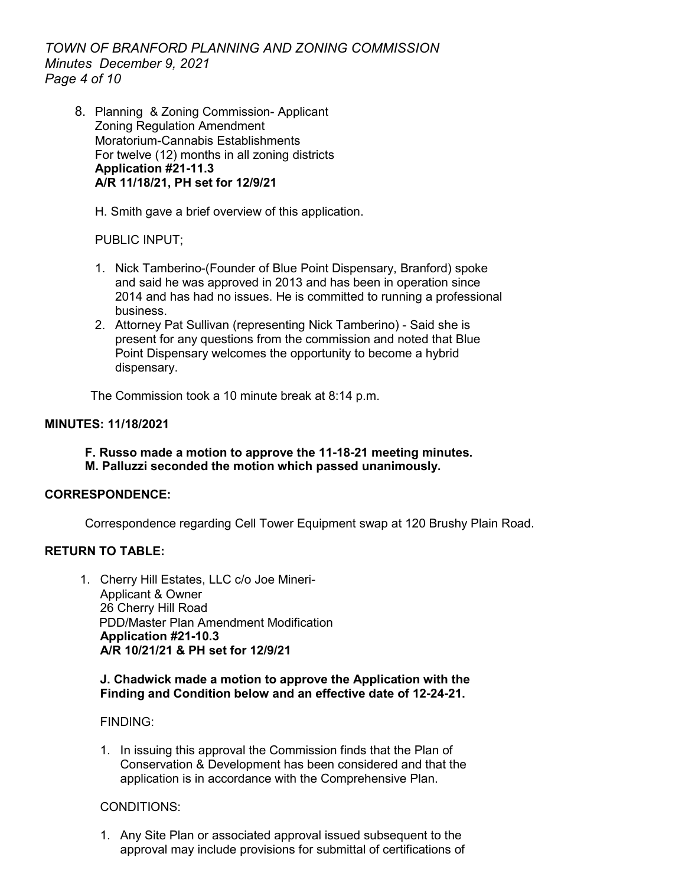8. Planning & Zoning Commission- Applicant
   Zoning Regulation Amendment
   Moratorium-Cannabis Establishments
   For twelve (12) months in all zoning districts
   **Application #21-11.3**
   **A/R 11/18/21, PH set for 12/9/21**

   H. Smith gave a brief overview of this application.

   PUBLIC INPUT;

   1. Nick Tamberino-(Founder of Blue Point Dispensary, Branford) spoke and said he was approved in 2013 and has been in operation since 2014 and has had no issues. He is committed to running a professional business.
   2. Attorney Pat Sullivan (representing Nick Tamberino) - Said she is present for any questions from the commission and noted that Blue Point Dispensary welcomes the opportunity to become a hybrid dispensary.

   The Commission took a 10 minute break at 8:14 p.m.

**MINUTES: 11/18/2021**

**F. Russo made a motion to approve the 11-18-21 meeting minutes.**
**M. Palluzzi seconded the motion which passed unanimously.**

**CORRESPONDENCE:**

Correspondence regarding Cell Tower Equipment swap at 120 Brushy Plain Road.

**RETURN TO TABLE:**

1. Cherry Hill Estates, LLC c/o Joe Mineri-
   Applicant & Owner
   26 Cherry Hill Road
   PDD/Master Plan Amendment Modification
   **Application #21-10.3**
   **A/R 10/21/21 & PH set for 12/9/21**

   **J. Chadwick made a motion to approve the Application with the Finding and Condition below and an effective date of 12-24-21.**

   FINDING:

   1. In issuing this approval the Commission finds that the Plan of Conservation & Development has been considered and that the application is in accordance with the Comprehensive Plan.

   CONDITIONS:

   1. Any Site Plan or associated approval issued subsequent to the approval may include provisions for submittal of certifications of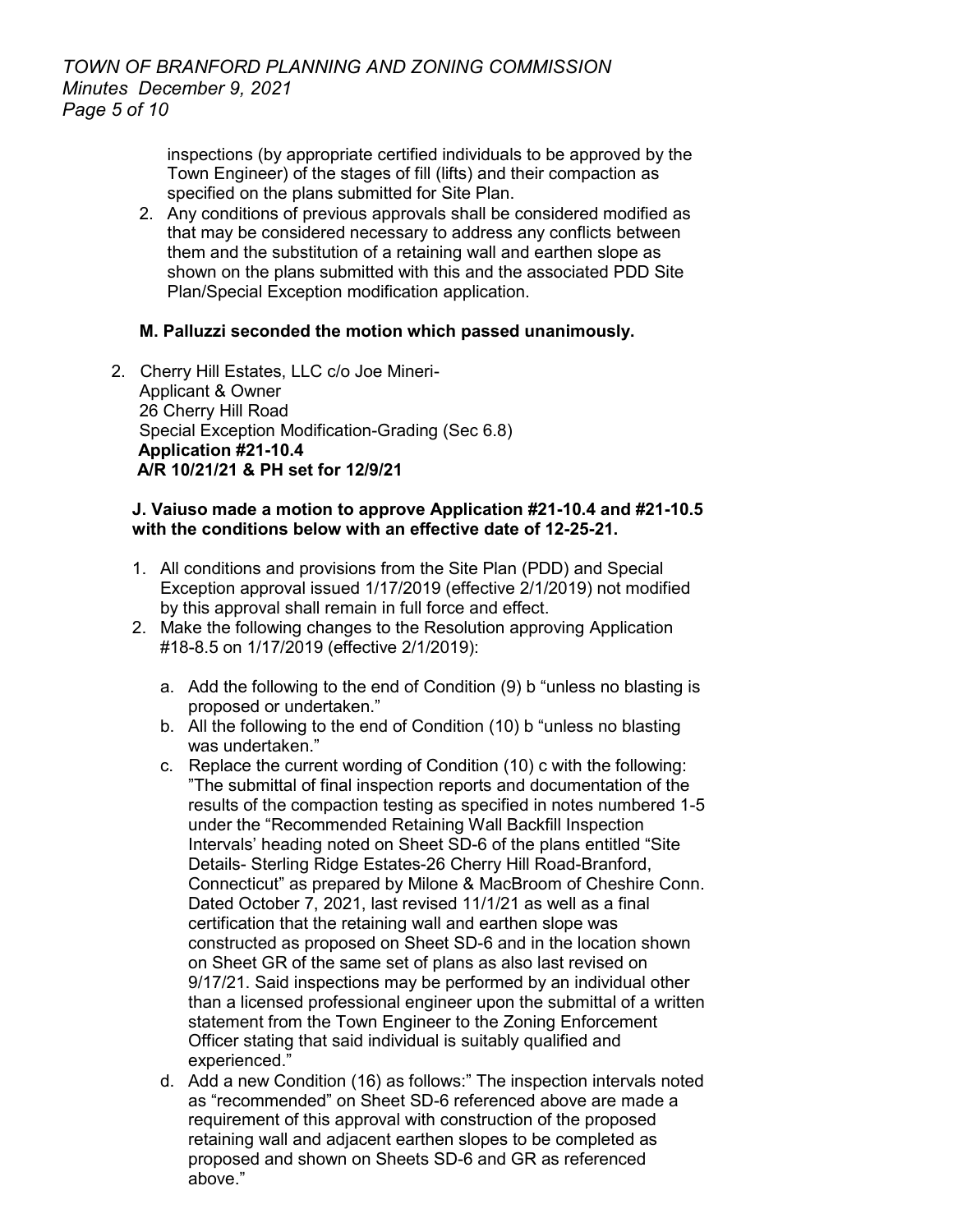inspections (by appropriate certified individuals to be approved by the Town Engineer) of the stages of fill (lifts) and their compaction as specified on the plans submitted for Site Plan.

2. Any conditions of previous approvals shall be considered modified as that may be considered necessary to address any conflicts between them and the substitution of a retaining wall and earthen slope as shown on the plans submitted with this and the associated PDD Site Plan/Special Exception modification application.

**M. Palluzzi seconded the motion which passed unanimously.**

2. Cherry Hill Estates, LLC c/o Joe Mineri-
   Applicant & Owner
   26 Cherry Hill Road
   Special Exception Modification-Grading (Sec 6.8)
   **Application #21-10.4**
   **A/R 10/21/21 & PH set for 12/9/21**

   **J. Vaiuso made a motion to approve Application #21-10.4 and #21-10.5 with the conditions below with an effective date of 12-25-21.**

   1. All conditions and provisions from the Site Plan (PDD) and Special Exception approval issued 1/17/2019 (effective 2/1/2019) not modified by this approval shall remain in full force and effect.
   2. Make the following changes to the Resolution approving Application #18-8.5 on 1/17/2019 (effective 2/1/2019):

      a. Add the following to the end of Condition (9) b "unless no blasting is proposed or undertaken."
      b. All the following to the end of Condition (10) b "unless no blasting was undertaken."
      c. Replace the current wording of Condition (10) c with the following: "The submittal of final inspection reports and documentation of the results of the compaction testing as specified in notes numbered 1-5 under the "Recommended Retaining Wall Backfill Inspection Intervals' heading noted on Sheet SD-6 of the plans entitled "Site Details- Sterling Ridge Estates-26 Cherry Hill Road-Branford, Connecticut" as prepared by Milone & MacBroom of Cheshire Conn. Dated October 7, 2021, last revised 11/1/21 as well as a final certification that the retaining wall and earthen slope was constructed as proposed on Sheet SD-6 and in the location shown on Sheet GR of the same set of plans as also last revised on 9/17/21. Said inspections may be performed by an individual other than a licensed professional engineer upon the submittal of a written statement from the Town Engineer to the Zoning Enforcement Officer stating that said individual is suitably qualified and experienced."
      d. Add a new Condition (16) as follows:" The inspection intervals noted as "recommended" on Sheet SD-6 referenced above are made a requirement of this approval with construction of the proposed retaining wall and adjacent earthen slopes to be completed as proposed and shown on Sheets SD-6 and GR as referenced above."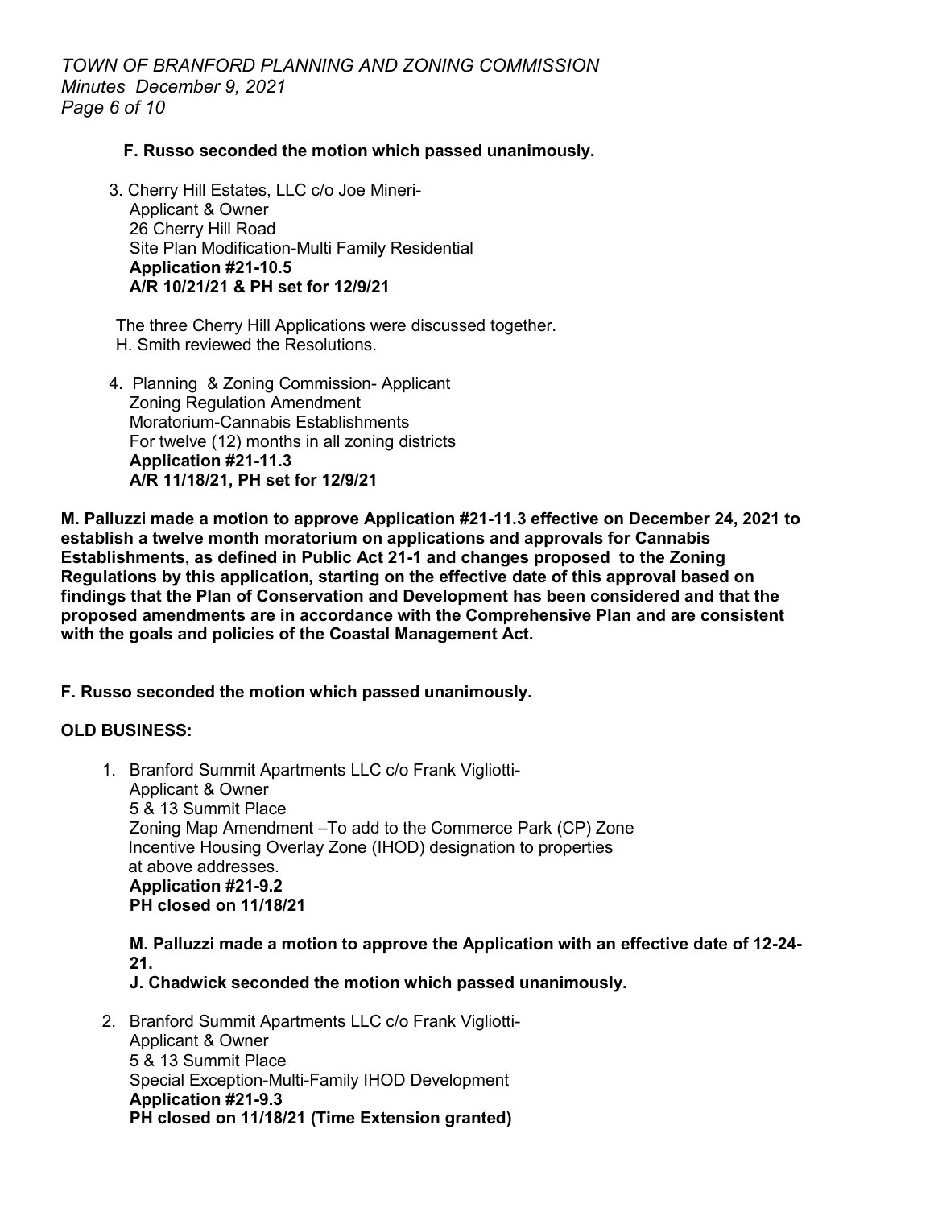**F. Russo seconded the motion which passed unanimously.**

3. Cherry Hill Estates, LLC c/o Joe Mineri-
   Applicant & Owner
   26 Cherry Hill Road
   Site Plan Modification-Multi Family Residential
   **Application #21-10.5**
   **A/R 10/21/21 & PH set for 12/9/21**

The three Cherry Hill Applications were discussed together.
H. Smith reviewed the Resolutions.

4. Planning & Zoning Commission- Applicant
   Zoning Regulation Amendment
   Moratorium-Cannabis Establishments
   For twelve (12) months in all zoning districts
   **Application #21-11.3**
   **A/R 11/18/21, PH set for 12/9/21**

**M. Palluzzi made a motion to approve Application #21-11.3 effective on December 24, 2021 to establish a twelve month moratorium on applications and approvals for Cannabis Establishments, as defined in Public Act 21-1 and changes proposed to the Zoning Regulations by this application, starting on the effective date of this approval based on findings that the Plan of Conservation and Development has been considered and that the proposed amendments are in accordance with the Comprehensive Plan and are consistent with the goals and policies of the Coastal Management Act.**

**F. Russo seconded the motion which passed unanimously.**

**OLD BUSINESS:**

1. Branford Summit Apartments LLC c/o Frank Vigliotti-
   Applicant & Owner
   5 & 13 Summit Place
   Zoning Map Amendment –To add to the Commerce Park (CP) Zone
   Incentive Housing Overlay Zone (IHOD) designation to properties
   at above addresses.
   **Application #21-9.2**
   **PH closed on 11/18/21**

   **M. Palluzzi made a motion to approve the Application with an effective date of 12-24-21.**
   **J. Chadwick seconded the motion which passed unanimously.**

2. Branford Summit Apartments LLC c/o Frank Vigliotti-
   Applicant & Owner
   5 & 13 Summit Place
   Special Exception-Multi-Family IHOD Development
   **Application #21-9.3**
   **PH closed on 11/18/21 (Time Extension granted)**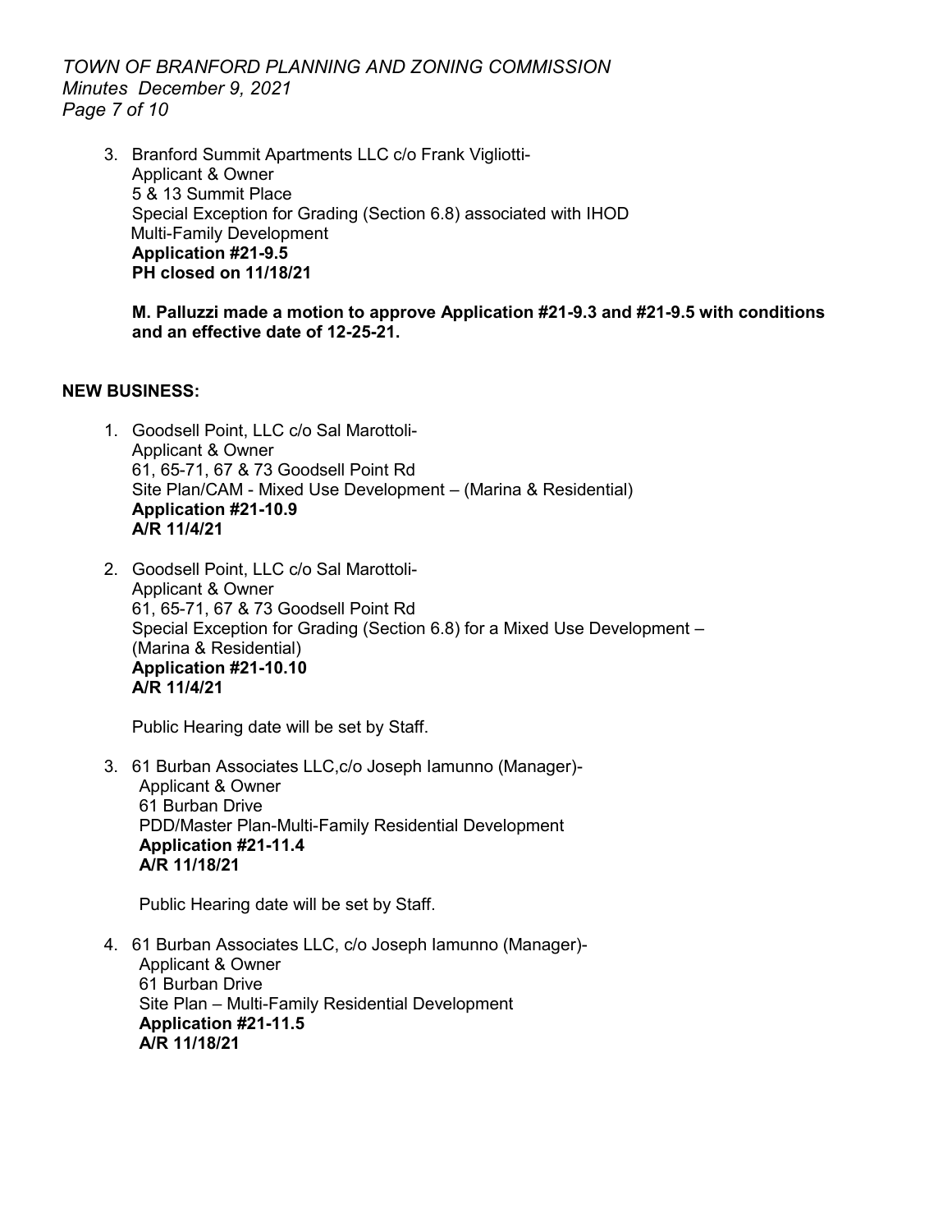3. Branford Summit Apartments LLC c/o Frank Vigliotti-
   Applicant & Owner
   5 & 13 Summit Place
   Special Exception for Grading (Section 6.8) associated with IHOD
   Multi-Family Development
   **Application #21-9.5**
   **PH closed on 11/18/21**

   **M. Palluzzi made a motion to approve Application #21-9.3 and #21-9.5 with conditions and an effective date of 12-25-21.**

**NEW BUSINESS:**

1. Goodsell Point, LLC c/o Sal Marottoli-
   Applicant & Owner
   61, 65-71, 67 & 73 Goodsell Point Rd
   Site Plan/CAM - Mixed Use Development – (Marina & Residential)
   **Application #21-10.9**
   **A/R 11/4/21**

2. Goodsell Point, LLC c/o Sal Marottoli-
   Applicant & Owner
   61, 65-71, 67 & 73 Goodsell Point Rd
   Special Exception for Grading (Section 6.8) for a Mixed Use Development – (Marina & Residential)
   **Application #21-10.10**
   **A/R 11/4/21**

   Public Hearing date will be set by Staff.

3. 61 Burban Associates LLC,c/o Joseph Iamunno (Manager)-
   Applicant & Owner
   61 Burban Drive
   PDD/Master Plan-Multi-Family Residential Development
   **Application #21-11.4**
   **A/R 11/18/21**

   Public Hearing date will be set by Staff.

4. 61 Burban Associates LLC, c/o Joseph Iamunno (Manager)-
   Applicant & Owner
   61 Burban Drive
   Site Plan – Multi-Family Residential Development
   **Application #21-11.5**
   **A/R 11/18/21**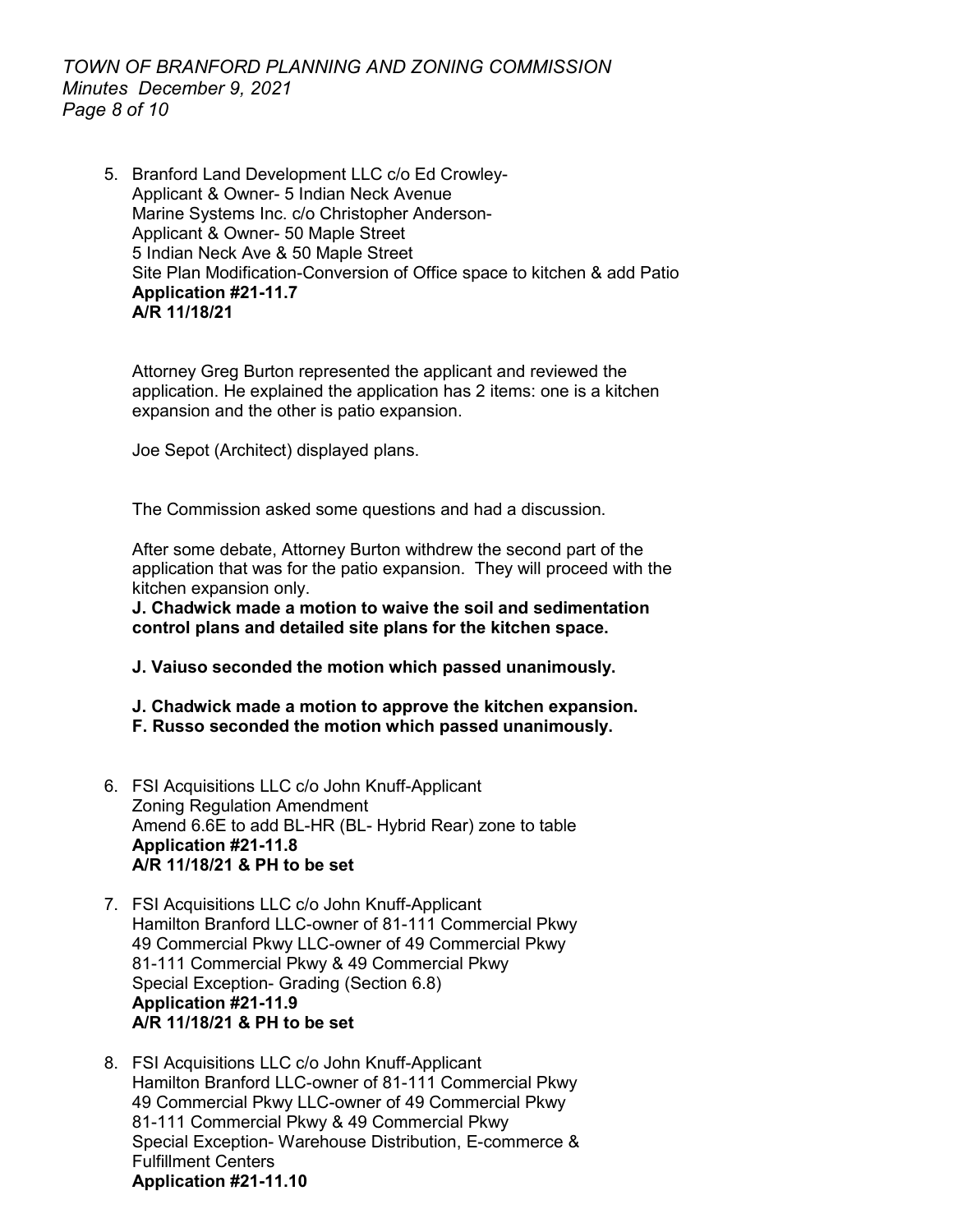5. Branford Land Development LLC c/o Ed Crowley-
   Applicant & Owner- 5 Indian Neck Avenue
   Marine Systems Inc. c/o Christopher Anderson-
   Applicant & Owner- 50 Maple Street
   5 Indian Neck Ave & 50 Maple Street
   Site Plan Modification-Conversion of Office space to kitchen & add Patio
   **Application #21-11.7**
   **A/R 11/18/21**

   Attorney Greg Burton represented the applicant and reviewed the application. He explained the application has 2 items: one is a kitchen expansion and the other is patio expansion.

   Joe Sepot (Architect) displayed plans.

   The Commission asked some questions and had a discussion.

   After some debate, Attorney Burton withdrew the second part of the application that was for the patio expansion. They will proceed with the kitchen expansion only.
   **J. Chadwick made a motion to waive the soil and sedimentation control plans and detailed site plans for the kitchen space.**

   **J. Vaiuso seconded the motion which passed unanimously.**

   **J. Chadwick made a motion to approve the kitchen expansion.**
   **F. Russo seconded the motion which passed unanimously.**

6. FSI Acquisitions LLC c/o John Knuff-Applicant
   Zoning Regulation Amendment
   Amend 6.6E to add BL-HR (BL- Hybrid Rear) zone to table
   **Application #21-11.8**
   **A/R 11/18/21 & PH to be set**

7. FSI Acquisitions LLC c/o John Knuff-Applicant
   Hamilton Branford LLC-owner of 81-111 Commercial Pkwy
   49 Commercial Pkwy LLC-owner of 49 Commercial Pkwy
   81-111 Commercial Pkwy & 49 Commercial Pkwy
   Special Exception- Grading (Section 6.8)
   **Application #21-11.9**
   **A/R 11/18/21 & PH to be set**

8. FSI Acquisitions LLC c/o John Knuff-Applicant
   Hamilton Branford LLC-owner of 81-111 Commercial Pkwy
   49 Commercial Pkwy LLC-owner of 49 Commercial Pkwy
   81-111 Commercial Pkwy & 49 Commercial Pkwy
   Special Exception- Warehouse Distribution, E-commerce & Fulfillment Centers
   **Application #21-11.10**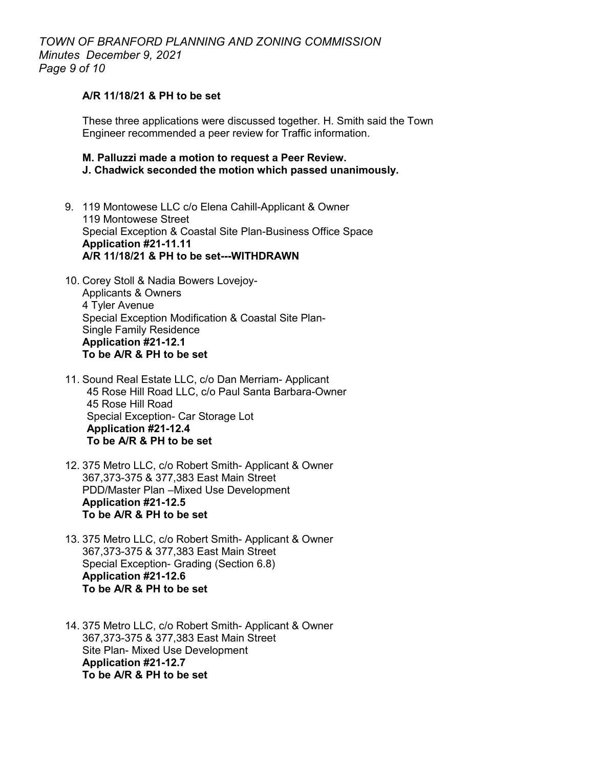**A/R 11/18/21 & PH to be set**

These three applications were discussed together. H. Smith said the Town Engineer recommended a peer review for Traffic information.

**M. Palluzzi made a motion to request a Peer Review.**
**J. Chadwick seconded the motion which passed unanimously.**

9. 119 Montowese LLC c/o Elena Cahill-Applicant & Owner
   119 Montowese Street
   Special Exception & Coastal Site Plan-Business Office Space
   **Application #21-11.11**
   **A/R 11/18/21 & PH to be set---WITHDRAWN**

10. Corey Stoll & Nadia Bowers Lovejoy-
    Applicants & Owners
    4 Tyler Avenue
    Special Exception Modification & Coastal Site Plan-
    Single Family Residence
    **Application #21-12.1**
    **To be A/R & PH to be set**

11. Sound Real Estate LLC, c/o Dan Merriam- Applicant
    45 Rose Hill Road LLC, c/o Paul Santa Barbara-Owner
    45 Rose Hill Road
    Special Exception- Car Storage Lot
    **Application #21-12.4**
    **To be A/R & PH to be set**

12. 375 Metro LLC, c/o Robert Smith- Applicant & Owner
    367,373-375 & 377,383 East Main Street
    PDD/Master Plan –Mixed Use Development
    **Application #21-12.5**
    **To be A/R & PH to be set**

13. 375 Metro LLC, c/o Robert Smith- Applicant & Owner
    367,373-375 & 377,383 East Main Street
    Special Exception- Grading (Section 6.8)
    **Application #21-12.6**
    **To be A/R & PH to be set**

14. 375 Metro LLC, c/o Robert Smith- Applicant & Owner
    367,373-375 & 377,383 East Main Street
    Site Plan- Mixed Use Development
    **Application #21-12.7**
    **To be A/R & PH to be set**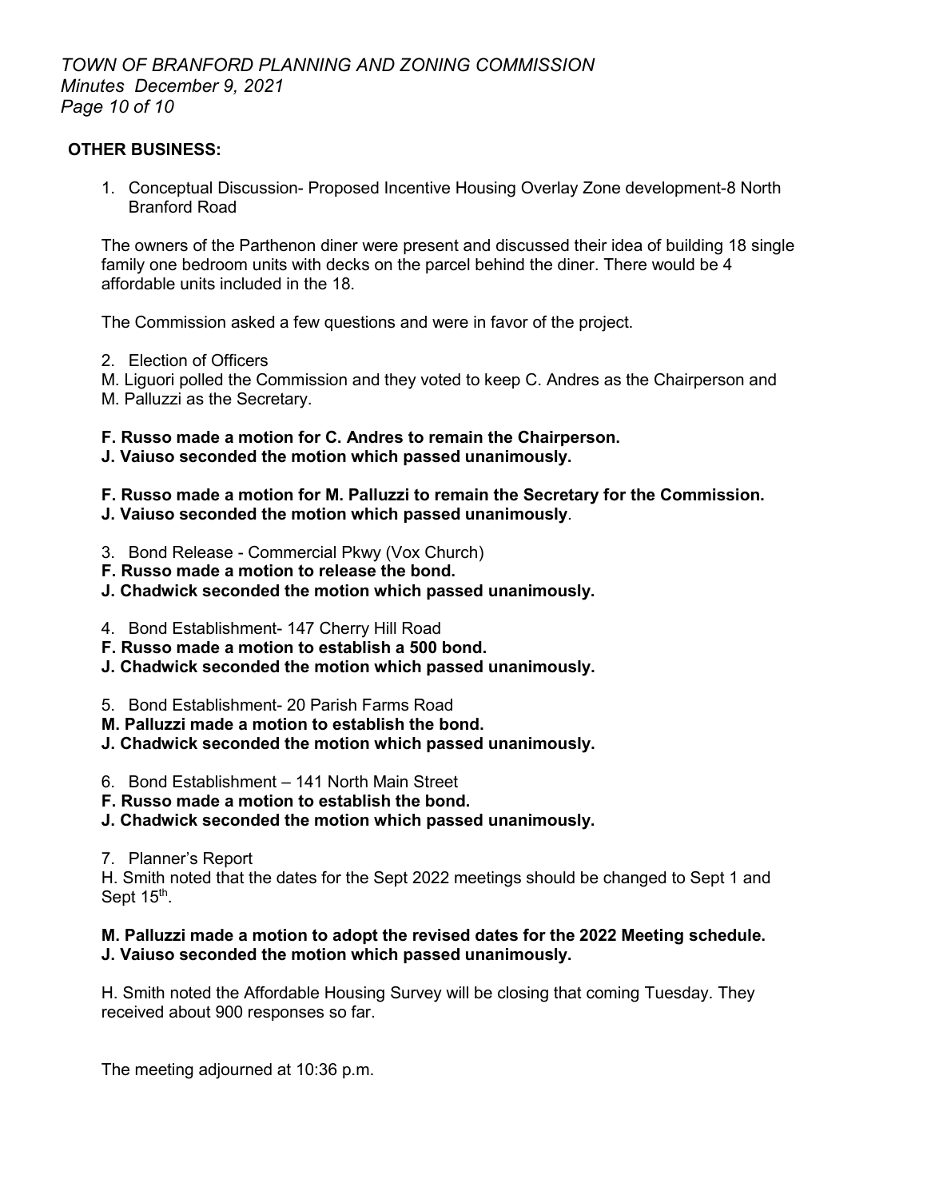**OTHER BUSINESS:**

1. Conceptual Discussion- Proposed Incentive Housing Overlay Zone development-8 North Branford Road

The owners of the Parthenon diner were present and discussed their idea of building 18 single family one bedroom units with decks on the parcel behind the diner. There would be 4 affordable units included in the 18.

The Commission asked a few questions and were in favor of the project.

2. Election of Officers

M. Liguori polled the Commission and they voted to keep C. Andres as the Chairperson and M. Palluzzi as the Secretary.

**F. Russo made a motion for C. Andres to remain the Chairperson.**
**J. Vaiuso seconded the motion which passed unanimously.**

**F. Russo made a motion for M. Palluzzi to remain the Secretary for the Commission.**
**J. Vaiuso seconded the motion which passed unanimously**.

3. Bond Release - Commercial Pkwy (Vox Church)

**F. Russo made a motion to release the bond.**
**J. Chadwick seconded the motion which passed unanimously.**

4. Bond Establishment- 147 Cherry Hill Road

**F. Russo made a motion to establish a 500 bond.**
**J. Chadwick seconded the motion which passed unanimously.**

5. Bond Establishment- 20 Parish Farms Road

**M. Palluzzi made a motion to establish the bond.**
**J. Chadwick seconded the motion which passed unanimously.**

6. Bond Establishment – 141 North Main Street

**F. Russo made a motion to establish the bond.**
**J. Chadwick seconded the motion which passed unanimously.**

7. Planner's Report

H. Smith noted that the dates for the Sept 2022 meetings should be changed to Sept 1 and Sept 15th.

**M. Palluzzi made a motion to adopt the revised dates for the 2022 Meeting schedule.**
**J. Vaiuso seconded the motion which passed unanimously.**

H. Smith noted the Affordable Housing Survey will be closing that coming Tuesday. They received about 900 responses so far.

The meeting adjourned at 10:36 p.m.